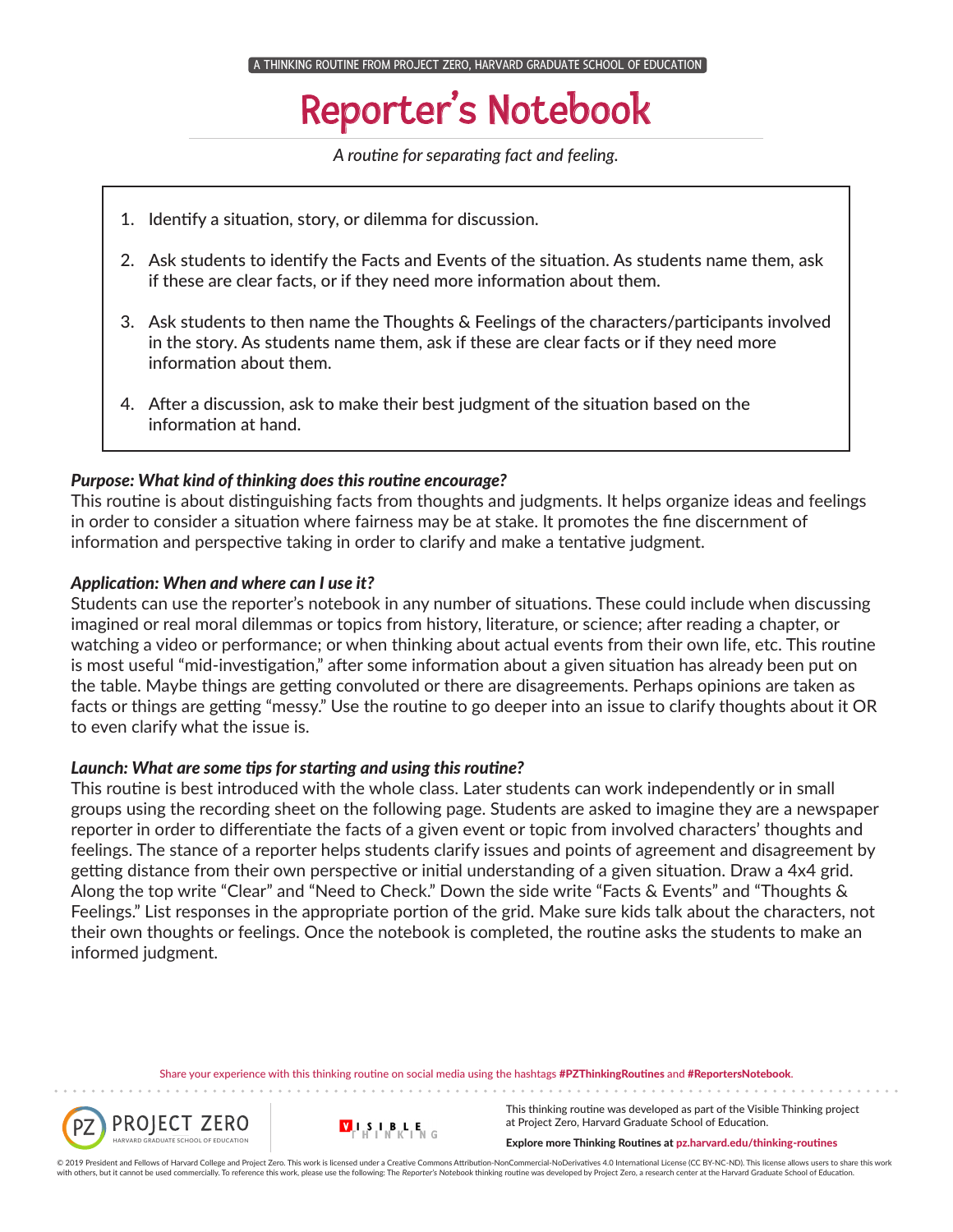A THINKING ROUTINE FROM PROJECT ZERO, HARVARD GRADUATE SCHOOL OF EDUCATION

# Reporter's Notebook

*A routine for separating fact and feeling.*

1. Identify a situation, story, or dilemma for discussion.
2. Ask students to identify the Facts and Events of the situation. As students name them, ask if these are clear facts, or if they need more information about them.
3. Ask students to then name the Thoughts & Feelings of the characters/participants involved in the story. As students name them, ask if these are clear facts or if they need more information about them.
4. After a discussion, ask to make their best judgment of the situation based on the information at hand.

### *Purpose: What kind of thinking does this routine encourage?*

This routine is about distinguishing facts from thoughts and judgments. It helps organize ideas and feelings in order to consider a situation where fairness may be at stake. It promotes the fine discernment of information and perspective taking in order to clarify and make a tentative judgment.

### *Application: When and where can I use it?*

Students can use the reporter's notebook in any number of situations. These could include when discussing imagined or real moral dilemmas or topics from history, literature, or science; after reading a chapter, or watching a video or performance; or when thinking about actual events from their own life, etc. This routine is most useful "mid-investigation," after some information about a given situation has already been put on the table. Maybe things are getting convoluted or there are disagreements. Perhaps opinions are taken as facts or things are getting "messy." Use the routine to go deeper into an issue to clarify thoughts about it OR to even clarify what the issue is.

### *Launch: What are some tips for starting and using this routine?*

This routine is best introduced with the whole class. Later students can work independently or in small groups using the recording sheet on the following page. Students are asked to imagine they are a newspaper reporter in order to differentiate the facts of a given event or topic from involved characters' thoughts and feelings. The stance of a reporter helps students clarify issues and points of agreement and disagreement by getting distance from their own perspective or initial understanding of a given situation. Draw a 4x4 grid. Along the top write "Clear" and "Need to Check." Down the side write "Facts & Events" and "Thoughts & Feelings." List responses in the appropriate portion of the grid. Make sure kids talk about the characters, not their own thoughts or feelings. Once the notebook is completed, the routine asks the students to make an informed judgment.

Share your experience with this thinking routine on social media using the hashtags **#PZThinkingRoutines** and **#ReportersNotebook**.

PROJECT ZERO HARVARD GRADUATE SCHOOL OF EDUCATION

VISIBLE THINKING

This thinking routine was developed as part of the Visible Thinking project at Project Zero, Harvard Graduate School of Education.

**Explore more Thinking Routines at pz.harvard.edu/thinking-routines**

© 2019 President and Fellows of Harvard College and Project Zero. This work is licensed under a Creative Commons Attribution-NonCommercial-NoDerivatives 4.0 International License (CC BY-NC-ND). This license allows users to share this work with others, but it cannot be used commercially. To reference this work, please use the following: The *Reporter's Notebook* thinking routine was developed by Project Zero, a research center at the Harvard Graduate School of Education.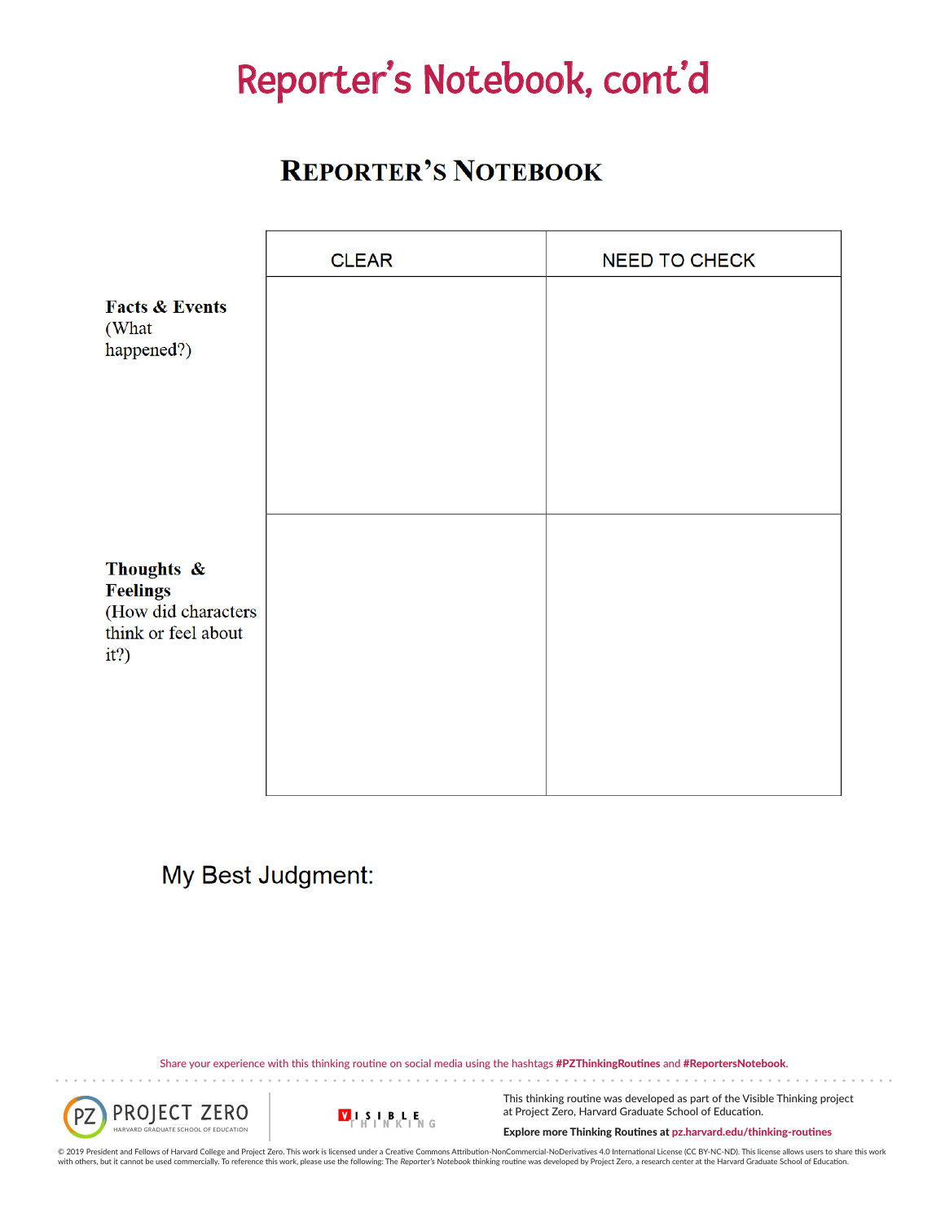# Reporter's Notebook, cont'd

## Reporter's Notebook

| | CLEAR | NEED TO CHECK |
|---|---|---|
| **Facts & Events** (What happened?) | | |
| **Thoughts & Feelings** (How did characters think or feel about it?) | | |

My Best Judgment:

Share your experience with this thinking routine on social media using the hashtags **#PZThinkingRoutines** and **#ReportersNotebook**.

PROJECT ZERO
HARVARD GRADUATE SCHOOL OF EDUCATION

VISIBLE THINKING

This thinking routine was developed as part of the Visible Thinking project at Project Zero, Harvard Graduate School of Education.

**Explore more Thinking Routines at pz.harvard.edu/thinking-routines**

© 2019 President and Fellows of Harvard College and Project Zero. This work is licensed under a Creative Commons Attribution-NonCommercial-NoDerivatives 4.0 International License (CC BY-NC-ND). This license allows users to share this work with others, but it cannot be used commercially. To reference this work, please use the following: The *Reporter's Notebook* thinking routine was developed by Project Zero, a research center at the Harvard Graduate School of Education.